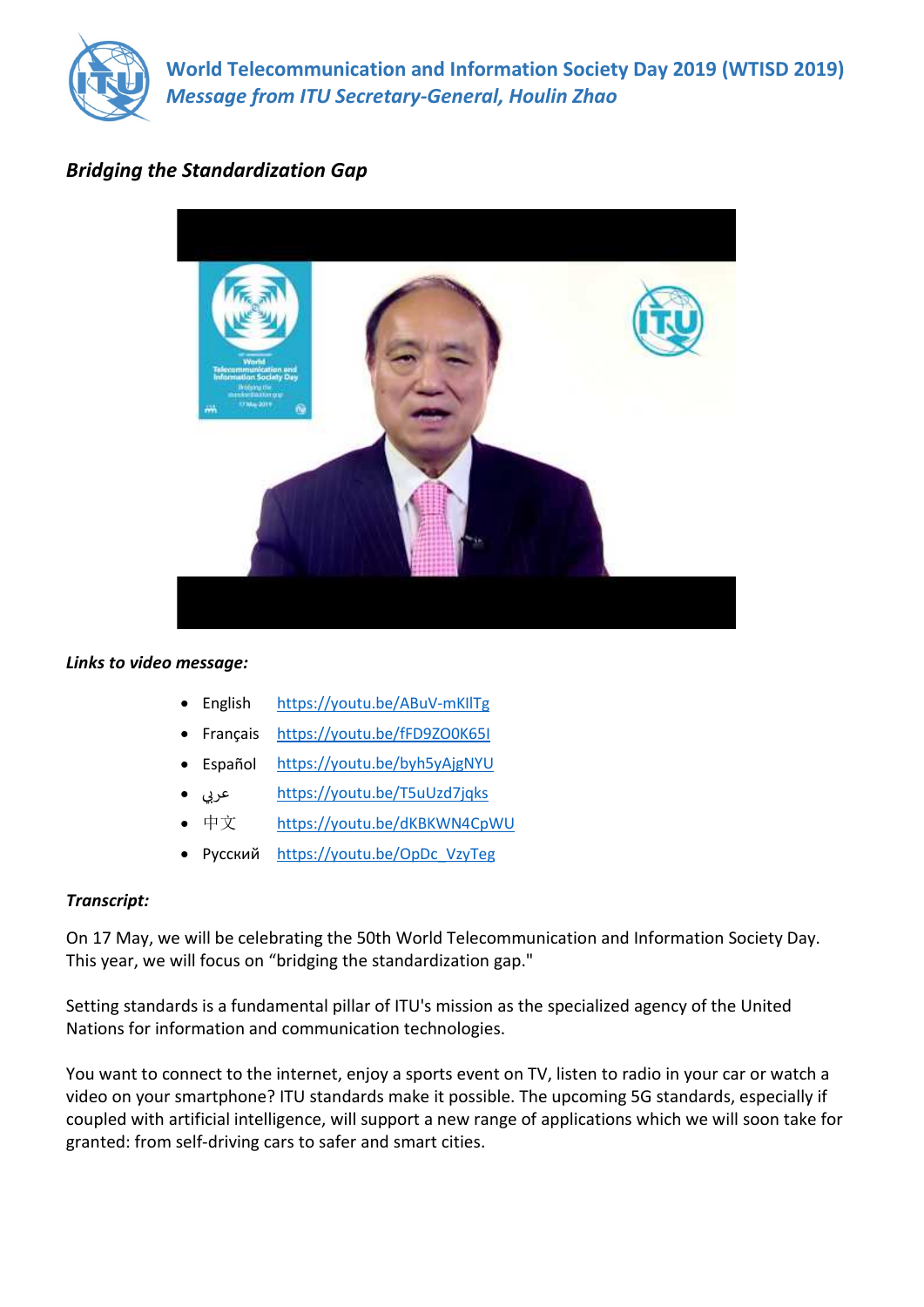# World Telecommunication and Information Society Day 2019 (WTISD 2019)

## *Message from ITU Secretary-General, Houlin Zhao*

### *Bridging the Standardization Gap*

***Links to video message:***

- English https://youtu.be/ABuV-mKIlTg
- Français https://youtu.be/fFD9ZO0K65I
- Español https://youtu.be/byh5yAjgNYU
- عربي https://youtu.be/T5uUzd7jqks
- 中文 https://youtu.be/dKBKWN4CpWU
- Русский https://youtu.be/OpDc_VzyTeg

***Transcript:***

On 17 May, we will be celebrating the 50th World Telecommunication and Information Society Day. This year, we will focus on "bridging the standardization gap."

Setting standards is a fundamental pillar of ITU's mission as the specialized agency of the United Nations for information and communication technologies.

You want to connect to the internet, enjoy a sports event on TV, listen to radio in your car or watch a video on your smartphone? ITU standards make it possible. The upcoming 5G standards, especially if coupled with artificial intelligence, will support a new range of applications which we will soon take for granted: from self-driving cars to safer and smart cities.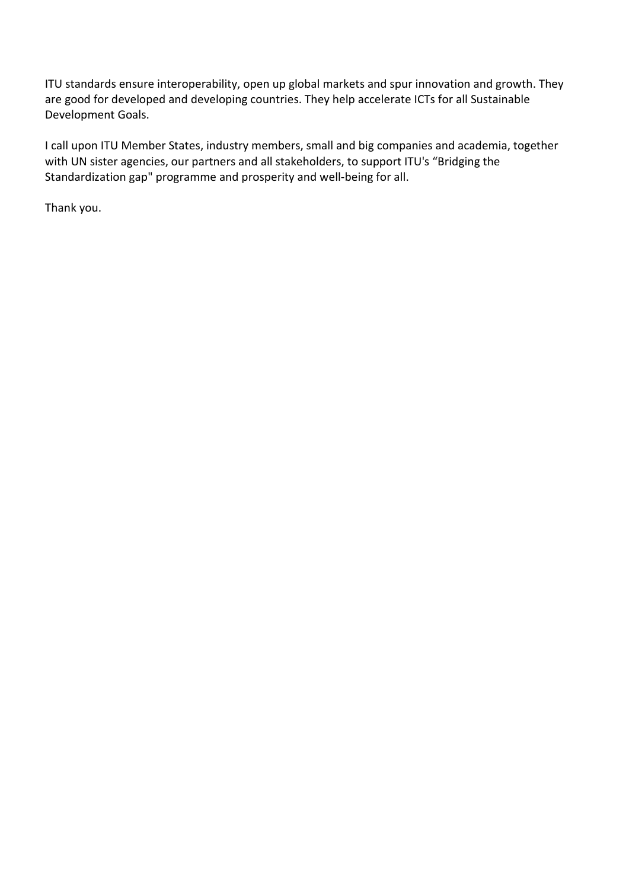ITU standards ensure interoperability, open up global markets and spur innovation and growth. They are good for developed and developing countries. They help accelerate ICTs for all Sustainable Development Goals.

I call upon ITU Member States, industry members, small and big companies and academia, together with UN sister agencies, our partners and all stakeholders, to support ITU's "Bridging the Standardization gap" programme and prosperity and well-being for all.

Thank you.